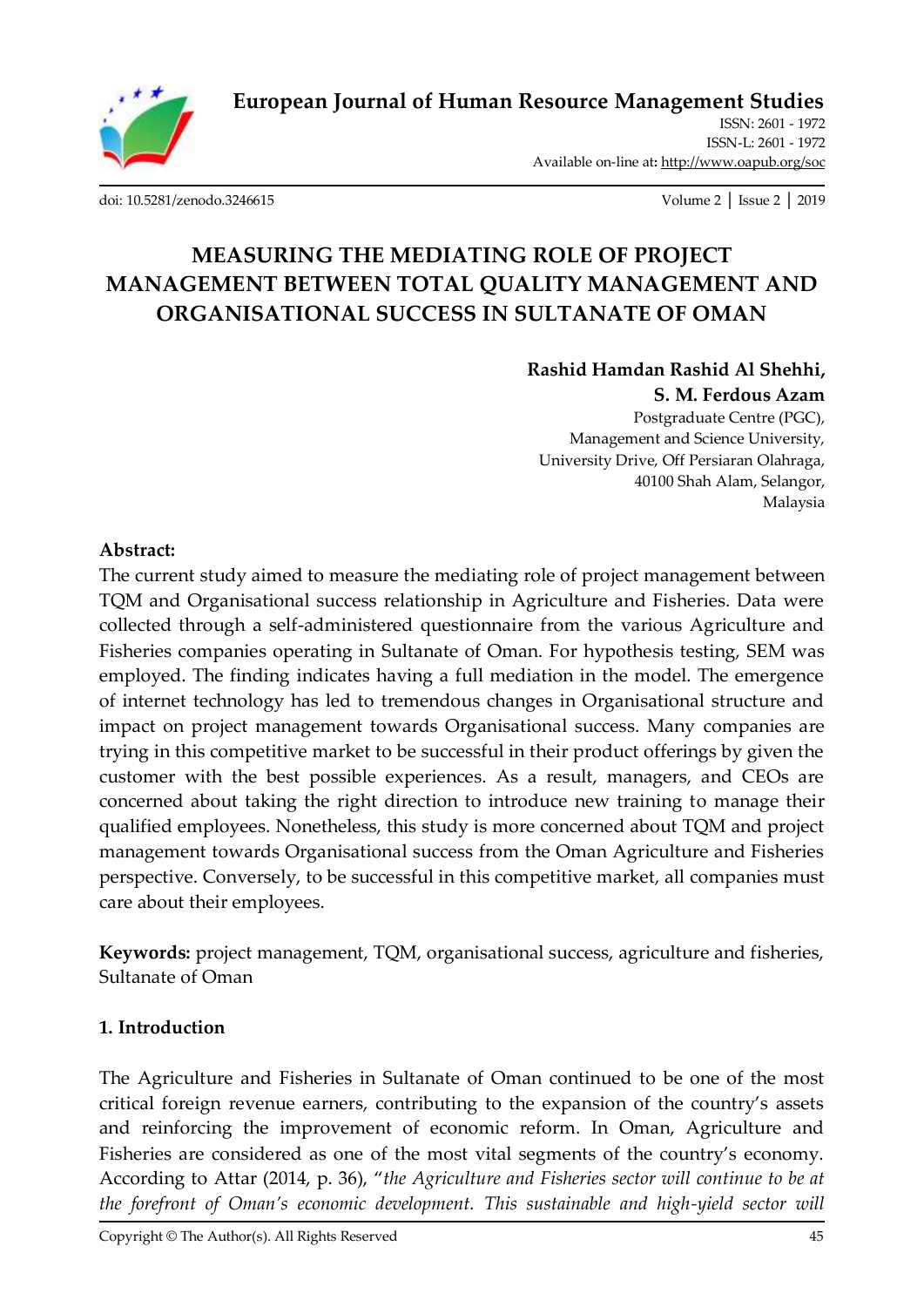# MEASURING THE MEDIATING ROLE OF PROJECT MANAGEMENT BETWEEN TOTAL QUALITY MANAGEMENT AND ORGANISATIONAL SUCCESS IN SULTANATE OF OMAN

**Rashid Hamdan Rashid Al Shehhi,**
**S. M. Ferdous Azam**

Postgraduate Centre (PGC),
Management and Science University,
University Drive, Off Persiaran Olahraga,
40100 Shah Alam, Selangor,
Malaysia

**Abstract:**

The current study aimed to measure the mediating role of project management between TQM and Organisational success relationship in Agriculture and Fisheries. Data were collected through a self-administered questionnaire from the various Agriculture and Fisheries companies operating in Sultanate of Oman. For hypothesis testing, SEM was employed. The finding indicates having a full mediation in the model. The emergence of internet technology has led to tremendous changes in Organisational structure and impact on project management towards Organisational success. Many companies are trying in this competitive market to be successful in their product offerings by given the customer with the best possible experiences. As a result, managers, and CEOs are concerned about taking the right direction to introduce new training to manage their qualified employees. Nonetheless, this study is more concerned about TQM and project management towards Organisational success from the Oman Agriculture and Fisheries perspective. Conversely, to be successful in this competitive market, all companies must care about their employees.

**Keywords:** project management, TQM, organisational success, agriculture and fisheries, Sultanate of Oman

## 1. Introduction

The Agriculture and Fisheries in Sultanate of Oman continued to be one of the most critical foreign revenue earners, contributing to the expansion of the country's assets and reinforcing the improvement of economic reform. In Oman, Agriculture and Fisheries are considered as one of the most vital segments of the country's economy. According to Attar (2014, p. 36), "*the Agriculture and Fisheries sector will continue to be at the forefront of Oman's economic development. This sustainable and high-yield sector will*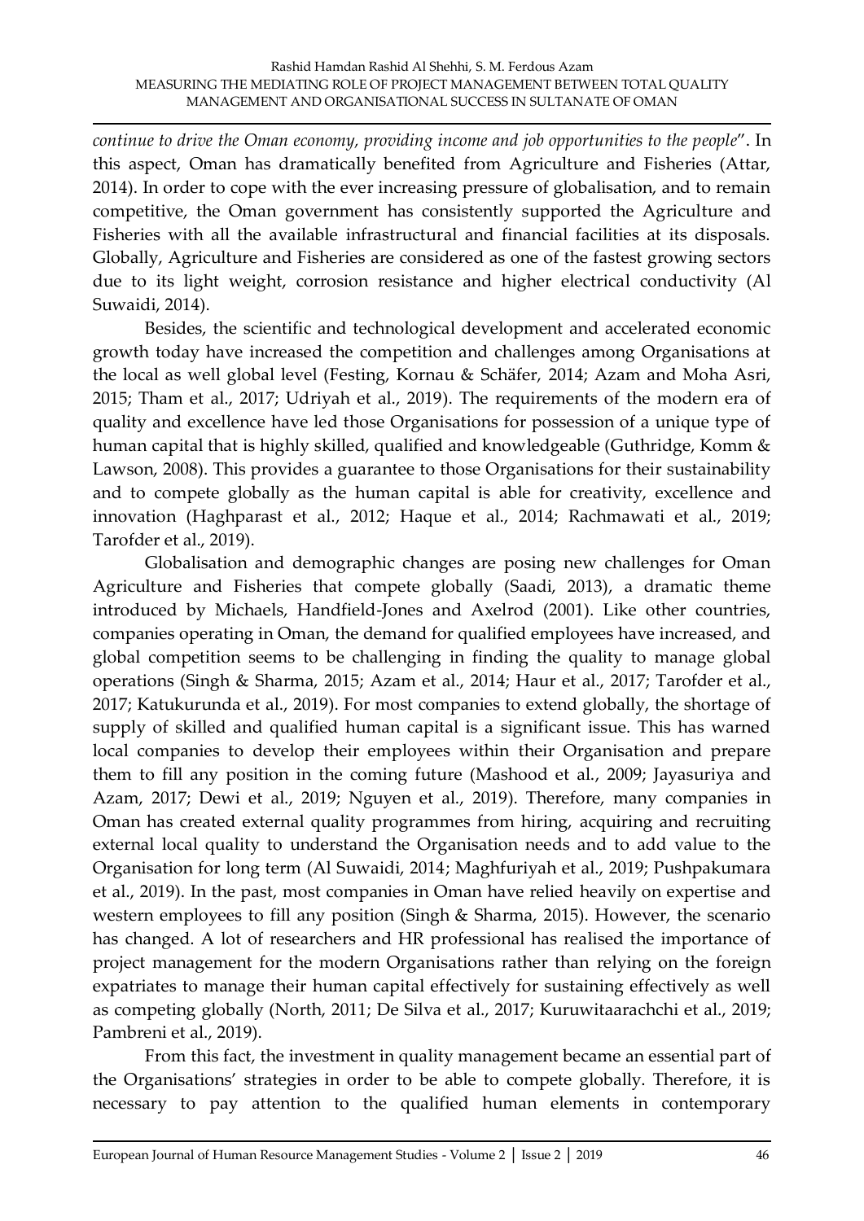*continue to drive the Oman economy, providing income and job opportunities to the people*". In this aspect, Oman has dramatically benefited from Agriculture and Fisheries (Attar, 2014). In order to cope with the ever increasing pressure of globalisation, and to remain competitive, the Oman government has consistently supported the Agriculture and Fisheries with all the available infrastructural and financial facilities at its disposals. Globally, Agriculture and Fisheries are considered as one of the fastest growing sectors due to its light weight, corrosion resistance and higher electrical conductivity (Al Suwaidi, 2014).

Besides, the scientific and technological development and accelerated economic growth today have increased the competition and challenges among Organisations at the local as well global level (Festing, Kornau & Schäfer, 2014; Azam and Moha Asri, 2015; Tham et al., 2017; Udriyah et al., 2019). The requirements of the modern era of quality and excellence have led those Organisations for possession of a unique type of human capital that is highly skilled, qualified and knowledgeable (Guthridge, Komm & Lawson, 2008). This provides a guarantee to those Organisations for their sustainability and to compete globally as the human capital is able for creativity, excellence and innovation (Haghparast et al., 2012; Haque et al., 2014; Rachmawati et al., 2019; Tarofder et al., 2019).

Globalisation and demographic changes are posing new challenges for Oman Agriculture and Fisheries that compete globally (Saadi, 2013), a dramatic theme introduced by Michaels, Handfield-Jones and Axelrod (2001). Like other countries, companies operating in Oman, the demand for qualified employees have increased, and global competition seems to be challenging in finding the quality to manage global operations (Singh & Sharma, 2015; Azam et al., 2014; Haur et al., 2017; Tarofder et al., 2017; Katukurunda et al., 2019). For most companies to extend globally, the shortage of supply of skilled and qualified human capital is a significant issue. This has warned local companies to develop their employees within their Organisation and prepare them to fill any position in the coming future (Mashood et al., 2009; Jayasuriya and Azam, 2017; Dewi et al., 2019; Nguyen et al., 2019). Therefore, many companies in Oman has created external quality programmes from hiring, acquiring and recruiting external local quality to understand the Organisation needs and to add value to the Organisation for long term (Al Suwaidi, 2014; Maghfuriyah et al., 2019; Pushpakumara et al., 2019). In the past, most companies in Oman have relied heavily on expertise and western employees to fill any position (Singh & Sharma, 2015). However, the scenario has changed. A lot of researchers and HR professional has realised the importance of project management for the modern Organisations rather than relying on the foreign expatriates to manage their human capital effectively for sustaining effectively as well as competing globally (North, 2011; De Silva et al., 2017; Kuruwitaarachchi et al., 2019; Pambreni et al., 2019).

From this fact, the investment in quality management became an essential part of the Organisations' strategies in order to be able to compete globally. Therefore, it is necessary to pay attention to the qualified human elements in contemporary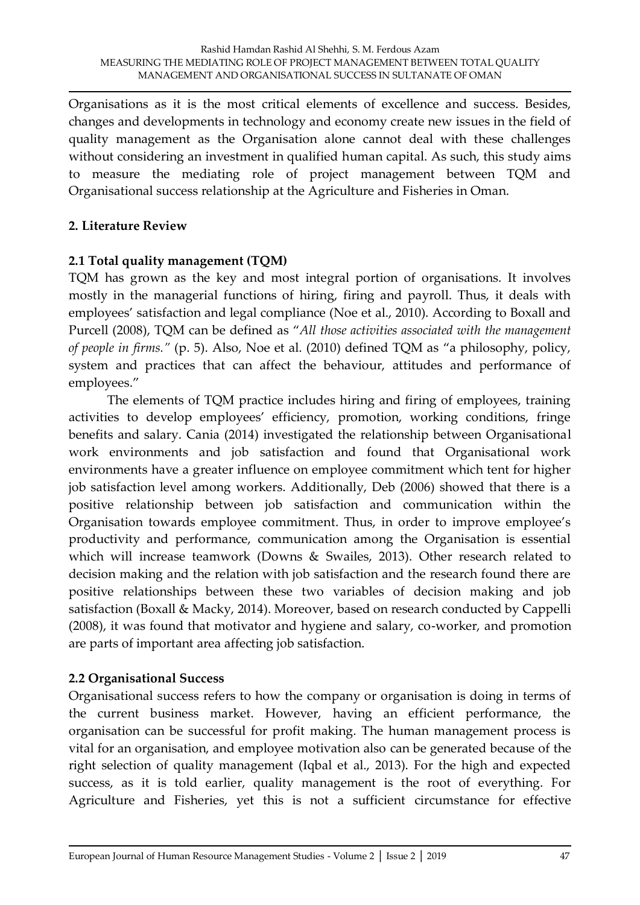Organisations as it is the most critical elements of excellence and success. Besides, changes and developments in technology and economy create new issues in the field of quality management as the Organisation alone cannot deal with these challenges without considering an investment in qualified human capital. As such, this study aims to measure the mediating role of project management between TQM and Organisational success relationship at the Agriculture and Fisheries in Oman.

## 2. Literature Review

### 2.1 Total quality management (TQM)

TQM has grown as the key and most integral portion of organisations. It involves mostly in the managerial functions of hiring, firing and payroll. Thus, it deals with employees' satisfaction and legal compliance (Noe et al., 2010). According to Boxall and Purcell (2008), TQM can be defined as "*All those activities associated with the management of people in firms.*" (p. 5). Also, Noe et al. (2010) defined TQM as "a philosophy, policy, system and practices that can affect the behaviour, attitudes and performance of employees."

The elements of TQM practice includes hiring and firing of employees, training activities to develop employees' efficiency, promotion, working conditions, fringe benefits and salary. Cania (2014) investigated the relationship between Organisational work environments and job satisfaction and found that Organisational work environments have a greater influence on employee commitment which tent for higher job satisfaction level among workers. Additionally, Deb (2006) showed that there is a positive relationship between job satisfaction and communication within the Organisation towards employee commitment. Thus, in order to improve employee's productivity and performance, communication among the Organisation is essential which will increase teamwork (Downs & Swailes, 2013). Other research related to decision making and the relation with job satisfaction and the research found there are positive relationships between these two variables of decision making and job satisfaction (Boxall & Macky, 2014). Moreover, based on research conducted by Cappelli (2008), it was found that motivator and hygiene and salary, co-worker, and promotion are parts of important area affecting job satisfaction.

### 2.2 Organisational Success

Organisational success refers to how the company or organisation is doing in terms of the current business market. However, having an efficient performance, the organisation can be successful for profit making. The human management process is vital for an organisation, and employee motivation also can be generated because of the right selection of quality management (Iqbal et al., 2013). For the high and expected success, as it is told earlier, quality management is the root of everything. For Agriculture and Fisheries, yet this is not a sufficient circumstance for effective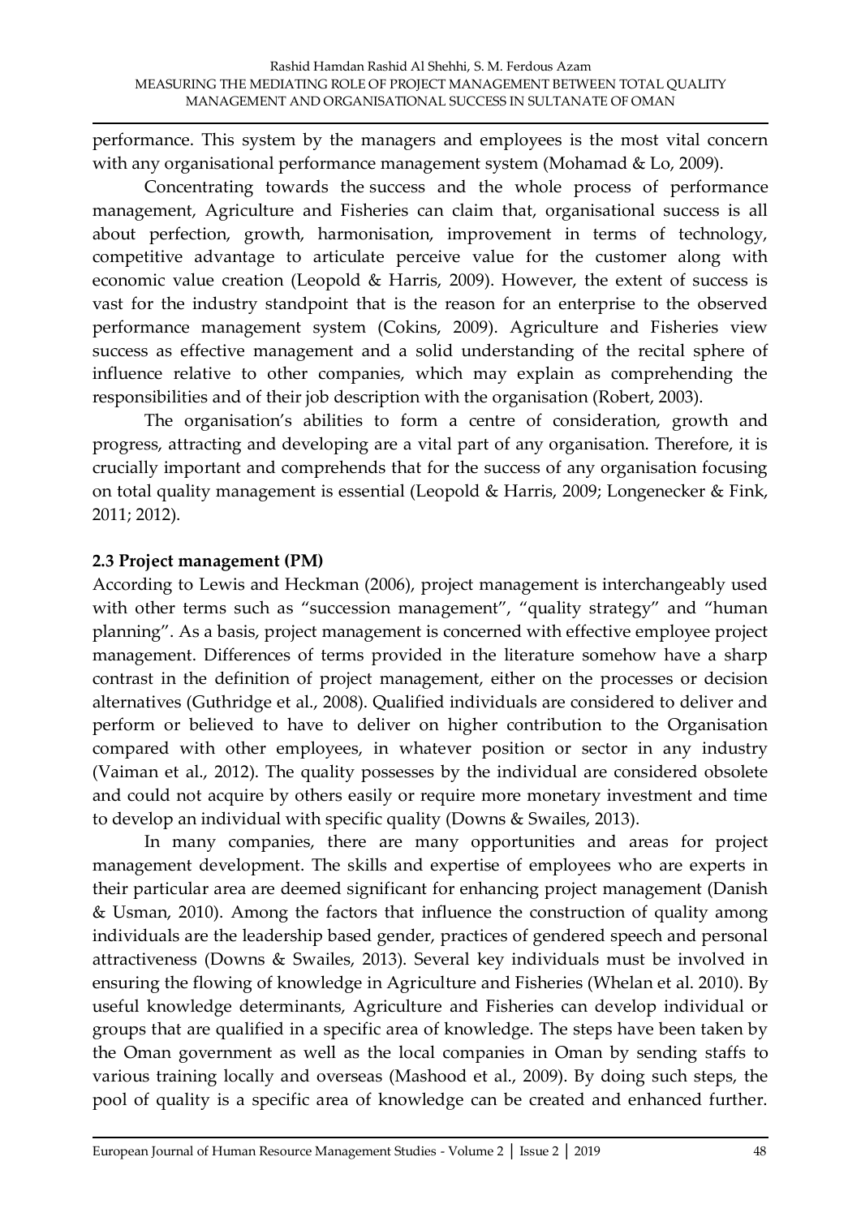performance. This system by the managers and employees is the most vital concern with any organisational performance management system (Mohamad & Lo, 2009).

Concentrating towards the success and the whole process of performance management, Agriculture and Fisheries can claim that, organisational success is all about perfection, growth, harmonisation, improvement in terms of technology, competitive advantage to articulate perceive value for the customer along with economic value creation (Leopold & Harris, 2009). However, the extent of success is vast for the industry standpoint that is the reason for an enterprise to the observed performance management system (Cokins, 2009). Agriculture and Fisheries view success as effective management and a solid understanding of the recital sphere of influence relative to other companies, which may explain as comprehending the responsibilities and of their job description with the organisation (Robert, 2003).

The organisation's abilities to form a centre of consideration, growth and progress, attracting and developing are a vital part of any organisation. Therefore, it is crucially important and comprehends that for the success of any organisation focusing on total quality management is essential (Leopold & Harris, 2009; Longenecker & Fink, 2011; 2012).

### 2.3 Project management (PM)

According to Lewis and Heckman (2006), project management is interchangeably used with other terms such as "succession management", "quality strategy" and "human planning". As a basis, project management is concerned with effective employee project management. Differences of terms provided in the literature somehow have a sharp contrast in the definition of project management, either on the processes or decision alternatives (Guthridge et al., 2008). Qualified individuals are considered to deliver and perform or believed to have to deliver on higher contribution to the Organisation compared with other employees, in whatever position or sector in any industry (Vaiman et al., 2012). The quality possesses by the individual are considered obsolete and could not acquire by others easily or require more monetary investment and time to develop an individual with specific quality (Downs & Swailes, 2013).

In many companies, there are many opportunities and areas for project management development. The skills and expertise of employees who are experts in their particular area are deemed significant for enhancing project management (Danish & Usman, 2010). Among the factors that influence the construction of quality among individuals are the leadership based gender, practices of gendered speech and personal attractiveness (Downs & Swailes, 2013). Several key individuals must be involved in ensuring the flowing of knowledge in Agriculture and Fisheries (Whelan et al. 2010). By useful knowledge determinants, Agriculture and Fisheries can develop individual or groups that are qualified in a specific area of knowledge. The steps have been taken by the Oman government as well as the local companies in Oman by sending staffs to various training locally and overseas (Mashood et al., 2009). By doing such steps, the pool of quality is a specific area of knowledge can be created and enhanced further.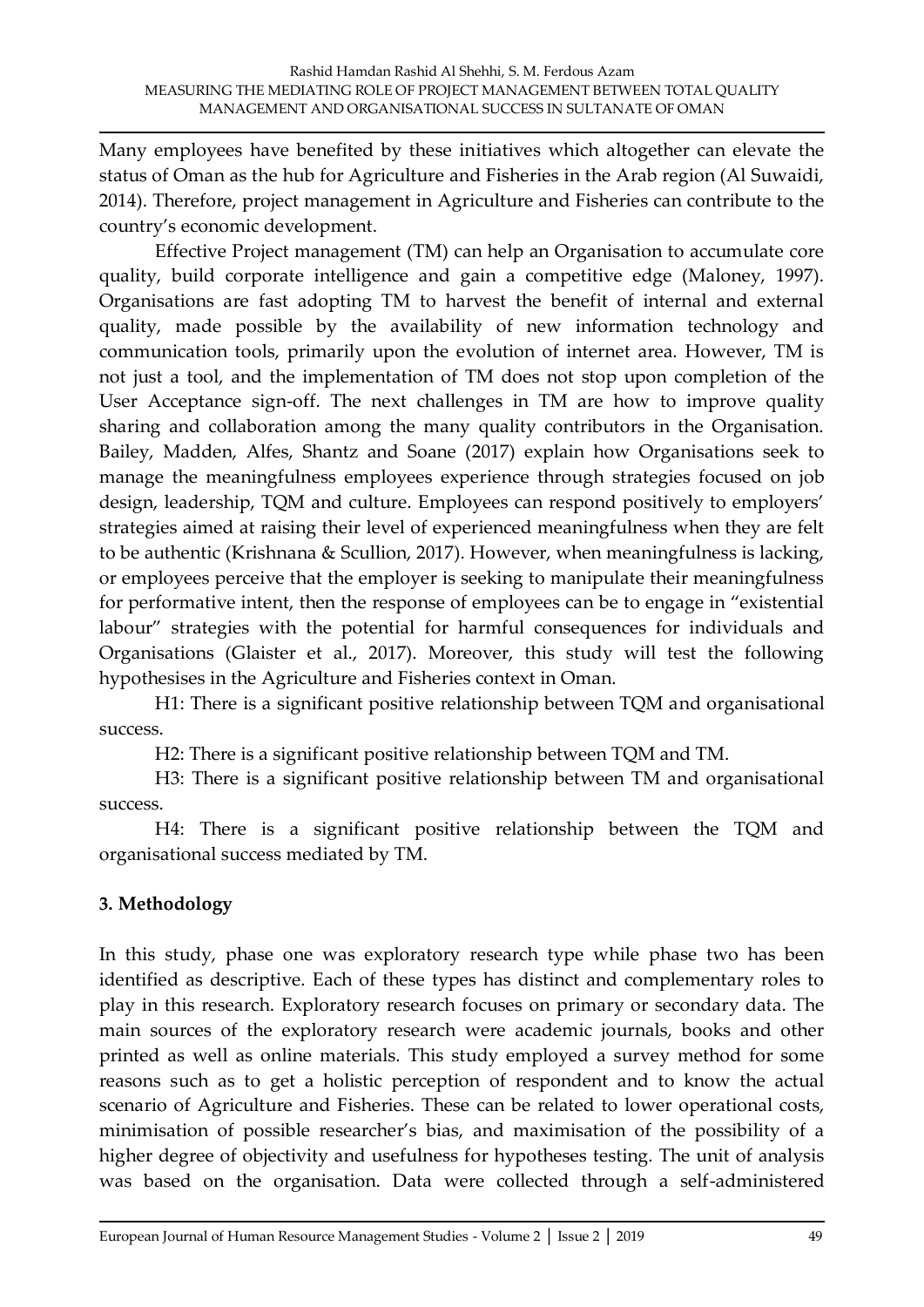Many employees have benefited by these initiatives which altogether can elevate the status of Oman as the hub for Agriculture and Fisheries in the Arab region (Al Suwaidi, 2014). Therefore, project management in Agriculture and Fisheries can contribute to the country's economic development.

Effective Project management (TM) can help an Organisation to accumulate core quality, build corporate intelligence and gain a competitive edge (Maloney, 1997). Organisations are fast adopting TM to harvest the benefit of internal and external quality, made possible by the availability of new information technology and communication tools, primarily upon the evolution of internet area. However, TM is not just a tool, and the implementation of TM does not stop upon completion of the User Acceptance sign-off. The next challenges in TM are how to improve quality sharing and collaboration among the many quality contributors in the Organisation. Bailey, Madden, Alfes, Shantz and Soane (2017) explain how Organisations seek to manage the meaningfulness employees experience through strategies focused on job design, leadership, TQM and culture. Employees can respond positively to employers' strategies aimed at raising their level of experienced meaningfulness when they are felt to be authentic (Krishnana & Scullion, 2017). However, when meaningfulness is lacking, or employees perceive that the employer is seeking to manipulate their meaningfulness for performative intent, then the response of employees can be to engage in "existential labour" strategies with the potential for harmful consequences for individuals and Organisations (Glaister et al., 2017). Moreover, this study will test the following hypothesises in the Agriculture and Fisheries context in Oman.

H1: There is a significant positive relationship between TQM and organisational success.

H2: There is a significant positive relationship between TQM and TM.

H3: There is a significant positive relationship between TM and organisational success.

H4: There is a significant positive relationship between the TQM and organisational success mediated by TM.

## 3. Methodology

In this study, phase one was exploratory research type while phase two has been identified as descriptive. Each of these types has distinct and complementary roles to play in this research. Exploratory research focuses on primary or secondary data. The main sources of the exploratory research were academic journals, books and other printed as well as online materials. This study employed a survey method for some reasons such as to get a holistic perception of respondent and to know the actual scenario of Agriculture and Fisheries. These can be related to lower operational costs, minimisation of possible researcher's bias, and maximisation of the possibility of a higher degree of objectivity and usefulness for hypotheses testing. The unit of analysis was based on the organisation. Data were collected through a self-administered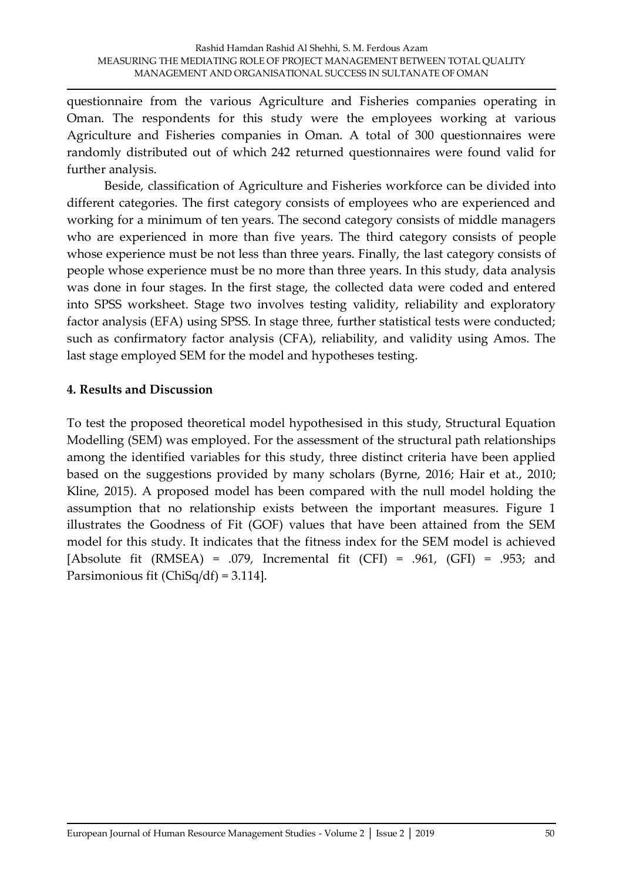questionnaire from the various Agriculture and Fisheries companies operating in Oman. The respondents for this study were the employees working at various Agriculture and Fisheries companies in Oman. A total of 300 questionnaires were randomly distributed out of which 242 returned questionnaires were found valid for further analysis.

Beside, classification of Agriculture and Fisheries workforce can be divided into different categories. The first category consists of employees who are experienced and working for a minimum of ten years. The second category consists of middle managers who are experienced in more than five years. The third category consists of people whose experience must be not less than three years. Finally, the last category consists of people whose experience must be no more than three years. In this study, data analysis was done in four stages. In the first stage, the collected data were coded and entered into SPSS worksheet. Stage two involves testing validity, reliability and exploratory factor analysis (EFA) using SPSS. In stage three, further statistical tests were conducted; such as confirmatory factor analysis (CFA), reliability, and validity using Amos. The last stage employed SEM for the model and hypotheses testing.

## 4. Results and Discussion

To test the proposed theoretical model hypothesised in this study, Structural Equation Modelling (SEM) was employed. For the assessment of the structural path relationships among the identified variables for this study, three distinct criteria have been applied based on the suggestions provided by many scholars (Byrne, 2016; Hair et at., 2010; Kline, 2015). A proposed model has been compared with the null model holding the assumption that no relationship exists between the important measures. Figure 1 illustrates the Goodness of Fit (GOF) values that have been attained from the SEM model for this study. It indicates that the fitness index for the SEM model is achieved [Absolute fit (RMSEA) = .079, Incremental fit (CFI) = .961, (GFI) = .953; and Parsimonious fit (ChiSq/df) = 3.114].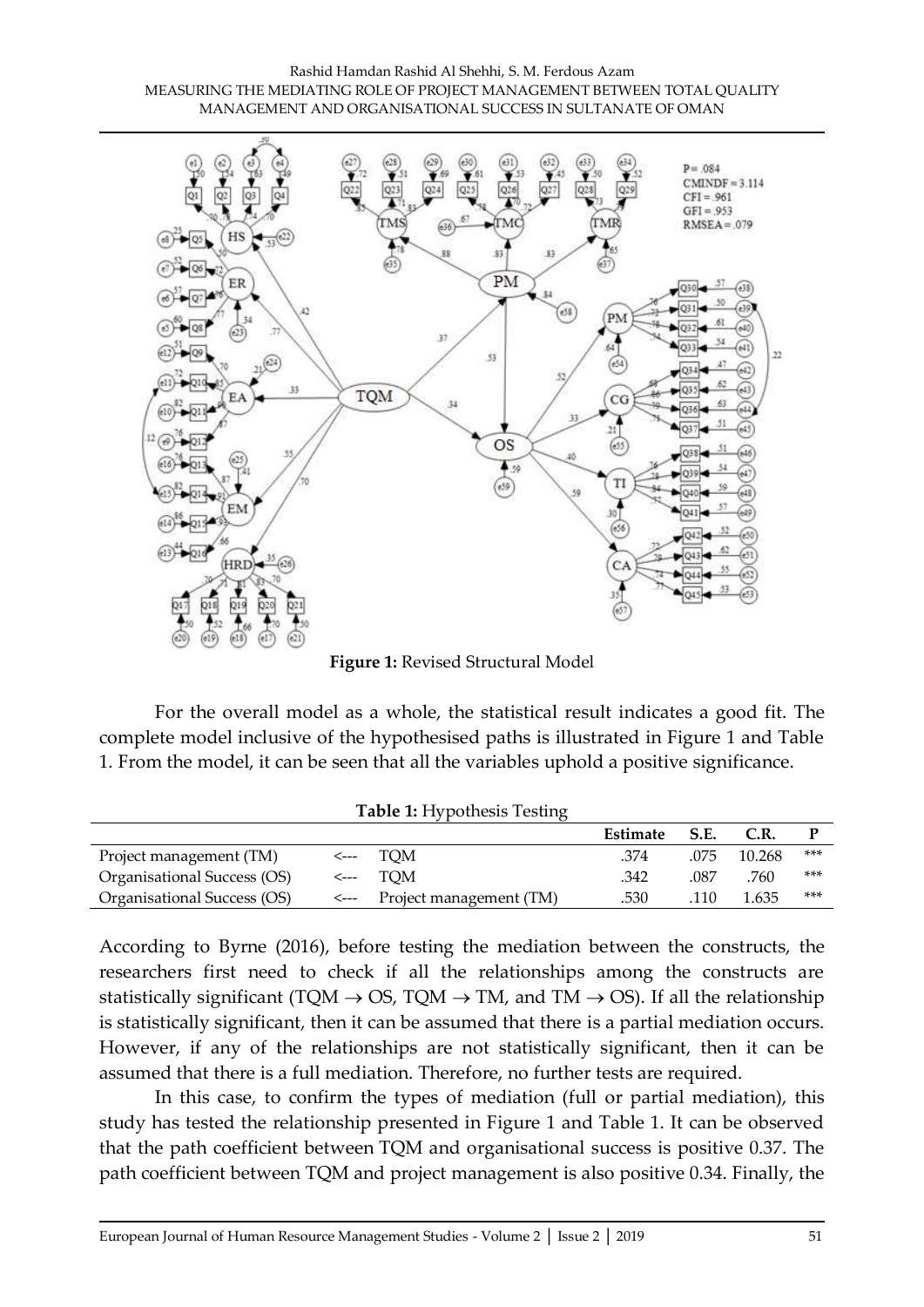**Figure 1:** Revised Structural Model

For the overall model as a whole, the statistical result indicates a good fit. The complete model inclusive of the hypothesised paths is illustrated in Figure 1 and Table 1. From the model, it can be seen that all the variables uphold a positive significance.

**Table 1:** Hypothesis Testing

| | | | Estimate | S.E. | C.R. | P |
|---|---|---|---|---|---|---|
| Project management (TM) | <--- | TQM | .374 | .075 | 10.268 | *** |
| Organisational Success (OS) | <--- | TQM | .342 | .087 | .760 | *** |
| Organisational Success (OS) | <--- | Project management (TM) | .530 | .110 | 1.635 | *** |

According to Byrne (2016), before testing the mediation between the constructs, the researchers first need to check if all the relationships among the constructs are statistically significant (TQM → OS, TQM → TM, and TM → OS). If all the relationship is statistically significant, then it can be assumed that there is a partial mediation occurs. However, if any of the relationships are not statistically significant, then it can be assumed that there is a full mediation. Therefore, no further tests are required.

In this case, to confirm the types of mediation (full or partial mediation), this study has tested the relationship presented in Figure 1 and Table 1. It can be observed that the path coefficient between TQM and organisational success is positive 0.37. The path coefficient between TQM and project management is also positive 0.34. Finally, the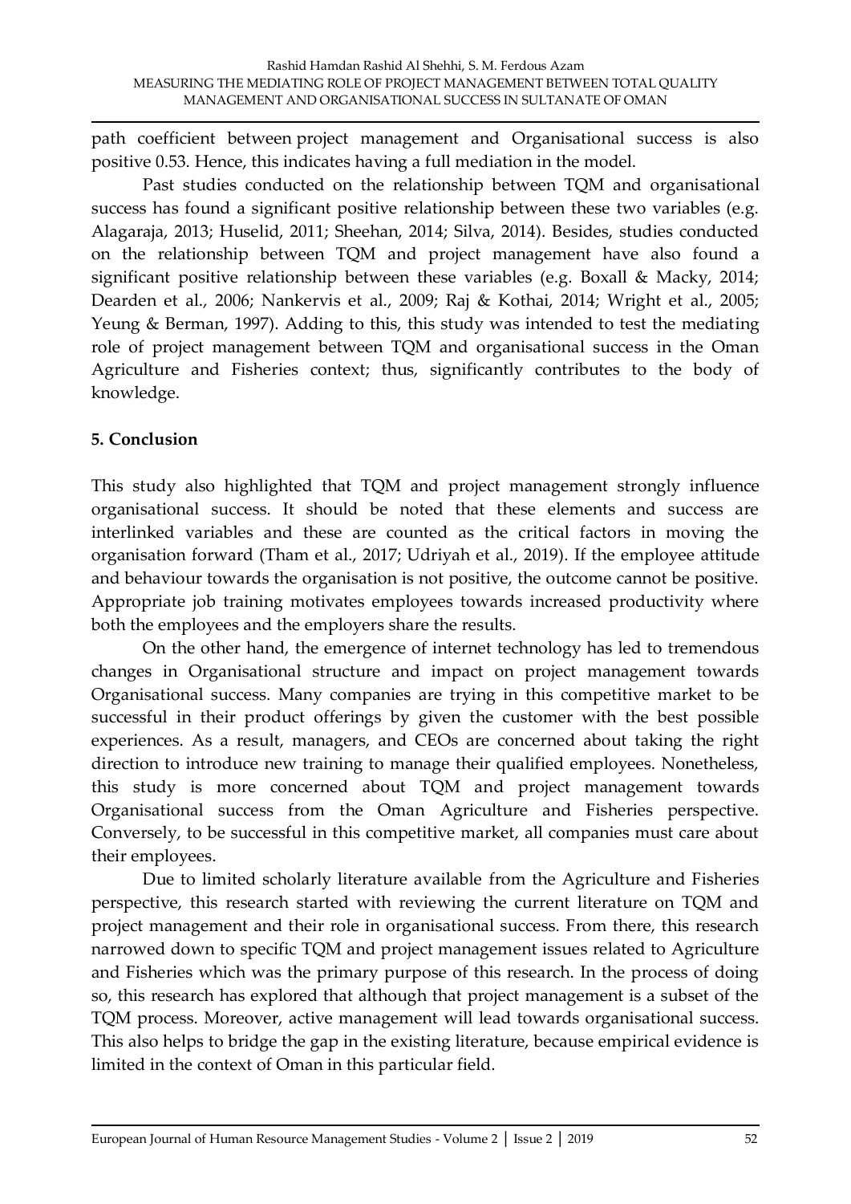path coefficient between project management and Organisational success is also positive 0.53. Hence, this indicates having a full mediation in the model.

Past studies conducted on the relationship between TQM and organisational success has found a significant positive relationship between these two variables (e.g. Alagaraja, 2013; Huselid, 2011; Sheehan, 2014; Silva, 2014). Besides, studies conducted on the relationship between TQM and project management have also found a significant positive relationship between these variables (e.g. Boxall & Macky, 2014; Dearden et al., 2006; Nankervis et al., 2009; Raj & Kothai, 2014; Wright et al., 2005; Yeung & Berman, 1997). Adding to this, this study was intended to test the mediating role of project management between TQM and organisational success in the Oman Agriculture and Fisheries context; thus, significantly contributes to the body of knowledge.

## 5. Conclusion

This study also highlighted that TQM and project management strongly influence organisational success. It should be noted that these elements and success are interlinked variables and these are counted as the critical factors in moving the organisation forward (Tham et al., 2017; Udriyah et al., 2019). If the employee attitude and behaviour towards the organisation is not positive, the outcome cannot be positive. Appropriate job training motivates employees towards increased productivity where both the employees and the employers share the results.

On the other hand, the emergence of internet technology has led to tremendous changes in Organisational structure and impact on project management towards Organisational success. Many companies are trying in this competitive market to be successful in their product offerings by given the customer with the best possible experiences. As a result, managers, and CEOs are concerned about taking the right direction to introduce new training to manage their qualified employees. Nonetheless, this study is more concerned about TQM and project management towards Organisational success from the Oman Agriculture and Fisheries perspective. Conversely, to be successful in this competitive market, all companies must care about their employees.

Due to limited scholarly literature available from the Agriculture and Fisheries perspective, this research started with reviewing the current literature on TQM and project management and their role in organisational success. From there, this research narrowed down to specific TQM and project management issues related to Agriculture and Fisheries which was the primary purpose of this research. In the process of doing so, this research has explored that although that project management is a subset of the TQM process. Moreover, active management will lead towards organisational success. This also helps to bridge the gap in the existing literature, because empirical evidence is limited in the context of Oman in this particular field.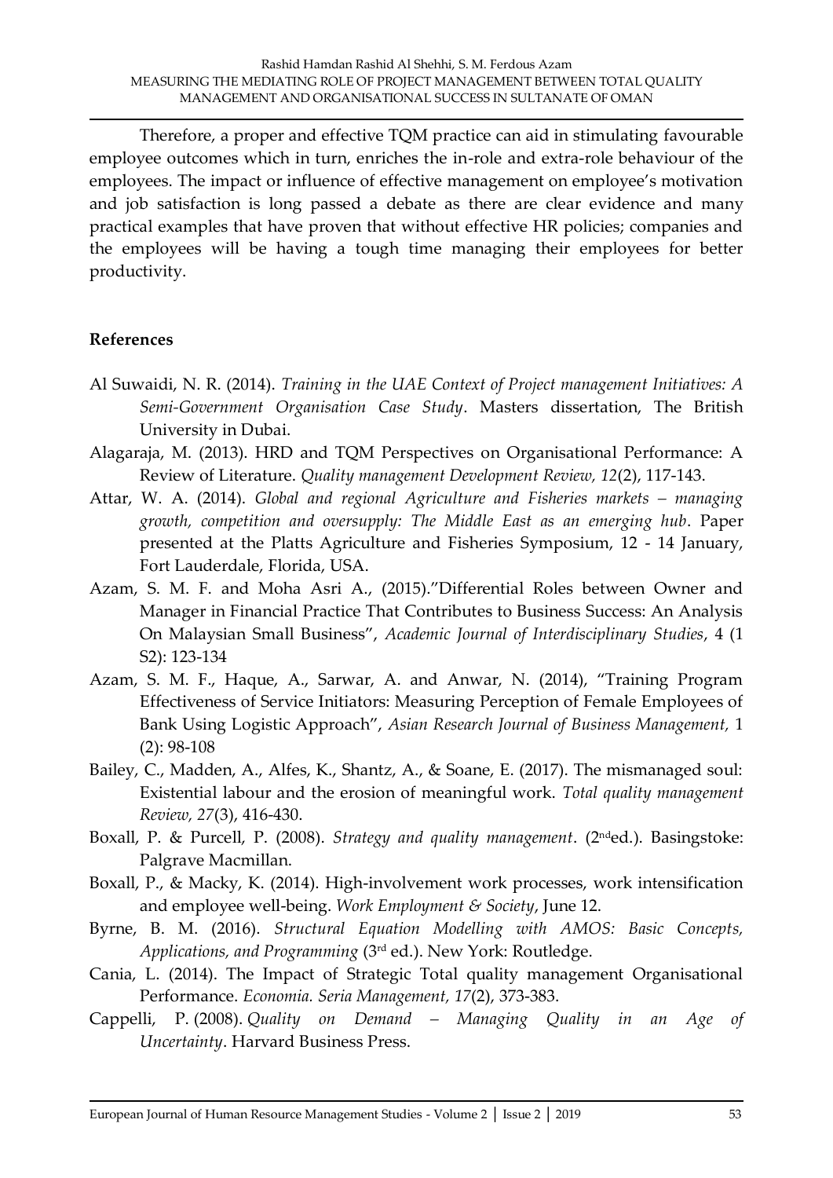Therefore, a proper and effective TQM practice can aid in stimulating favourable employee outcomes which in turn, enriches the in-role and extra-role behaviour of the employees. The impact or influence of effective management on employee's motivation and job satisfaction is long passed a debate as there are clear evidence and many practical examples that have proven that without effective HR policies; companies and the employees will be having a tough time managing their employees for better productivity.

## References

Al Suwaidi, N. R. (2014). *Training in the UAE Context of Project management Initiatives: A Semi-Government Organisation Case Study*. Masters dissertation, The British University in Dubai.

Alagaraja, M. (2013). HRD and TQM Perspectives on Organisational Performance: A Review of Literature. *Quality management Development Review, 12*(2), 117-143.

Attar, W. A. (2014). *Global and regional Agriculture and Fisheries markets – managing growth, competition and oversupply: The Middle East as an emerging hub*. Paper presented at the Platts Agriculture and Fisheries Symposium, 12 - 14 January, Fort Lauderdale, Florida, USA.

Azam, S. M. F. and Moha Asri A., (2015)."Differential Roles between Owner and Manager in Financial Practice That Contributes to Business Success: An Analysis On Malaysian Small Business", *Academic Journal of Interdisciplinary Studies*, 4 (1 S2): 123-134

Azam, S. M. F., Haque, A., Sarwar, A. and Anwar, N. (2014), "Training Program Effectiveness of Service Initiators: Measuring Perception of Female Employees of Bank Using Logistic Approach", *Asian Research Journal of Business Management,* 1 (2): 98-108

Bailey, C., Madden, A., Alfes, K., Shantz, A., & Soane, E. (2017). The mismanaged soul: Existential labour and the erosion of meaningful work. *Total quality management Review, 27*(3), 416-430.

Boxall, P. & Purcell, P. (2008). *Strategy and quality management*. (2nd ed.). Basingstoke: Palgrave Macmillan.

Boxall, P., & Macky, K. (2014). High-involvement work processes, work intensification and employee well-being. *Work Employment & Society*, June 12.

Byrne, B. M. (2016). *Structural Equation Modelling with AMOS: Basic Concepts, Applications, and Programming* (3rd ed.). New York: Routledge.

Cania, L. (2014). The Impact of Strategic Total quality management Organisational Performance. *Economia. Seria Management, 17*(2), 373-383.

Cappelli, P. (2008). *Quality on Demand – Managing Quality in an Age of Uncertainty*. Harvard Business Press.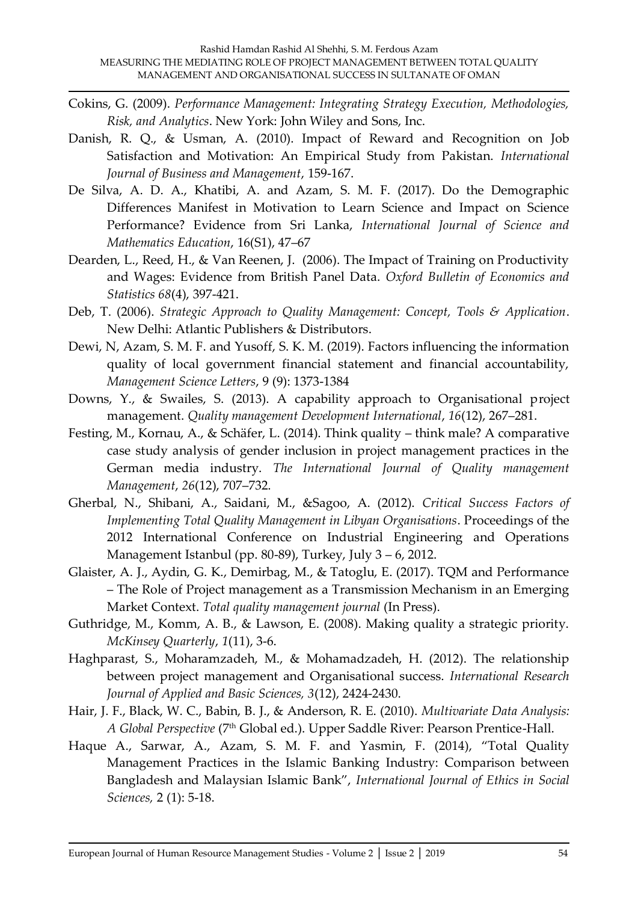Cokins, G. (2009). *Performance Management: Integrating Strategy Execution, Methodologies, Risk, and Analytics*. New York: John Wiley and Sons, Inc.

Danish, R. Q., & Usman, A. (2010). Impact of Reward and Recognition on Job Satisfaction and Motivation: An Empirical Study from Pakistan. *International Journal of Business and Management*, 159-167.

De Silva, A. D. A., Khatibi, A. and Azam, S. M. F. (2017). Do the Demographic Differences Manifest in Motivation to Learn Science and Impact on Science Performance? Evidence from Sri Lanka, *International Journal of Science and Mathematics Education*, 16(S1), 47–67

Dearden, L., Reed, H., & Van Reenen, J. (2006). The Impact of Training on Productivity and Wages: Evidence from British Panel Data. *Oxford Bulletin of Economics and Statistics 68*(4), 397-421.

Deb, T. (2006). *Strategic Approach to Quality Management: Concept, Tools & Application*. New Delhi: Atlantic Publishers & Distributors.

Dewi, N, Azam, S. M. F. and Yusoff, S. K. M. (2019). Factors influencing the information quality of local government financial statement and financial accountability, *Management Science Letters*, 9 (9): 1373-1384

Downs, Y., & Swailes, S. (2013). A capability approach to Organisational project management. *Quality management Development International*, *16*(12), 267–281.

Festing, M., Kornau, A., & Schäfer, L. (2014). Think quality – think male? A comparative case study analysis of gender inclusion in project management practices in the German media industry. *The International Journal of Quality management Management*, *26*(12), 707–732.

Gherbal, N., Shibani, A., Saidani, M., &Sagoo, A. (2012). *Critical Success Factors of Implementing Total Quality Management in Libyan Organisations*. Proceedings of the 2012 International Conference on Industrial Engineering and Operations Management Istanbul (pp. 80-89), Turkey, July 3 – 6, 2012.

Glaister, A. J., Aydin, G. K., Demirbag, M., & Tatoglu, E. (2017). TQM and Performance – The Role of Project management as a Transmission Mechanism in an Emerging Market Context. *Total quality management journal* (In Press).

Guthridge, M., Komm, A. B., & Lawson, E. (2008). Making quality a strategic priority. *McKinsey Quarterly*, *1*(11), 3-6.

Haghparast, S., Moharamzadeh, M., & Mohamadzadeh, H. (2012). The relationship between project management and Organisational success. *International Research Journal of Applied and Basic Sciences, 3*(12), 2424-2430.

Hair, J. F., Black, W. C., Babin, B. J., & Anderson, R. E. (2010). *Multivariate Data Analysis: A Global Perspective* (7th Global ed.). Upper Saddle River: Pearson Prentice-Hall.

Haque A., Sarwar, A., Azam, S. M. F. and Yasmin, F. (2014), "Total Quality Management Practices in the Islamic Banking Industry: Comparison between Bangladesh and Malaysian Islamic Bank", *International Journal of Ethics in Social Sciences,* 2 (1): 5-18.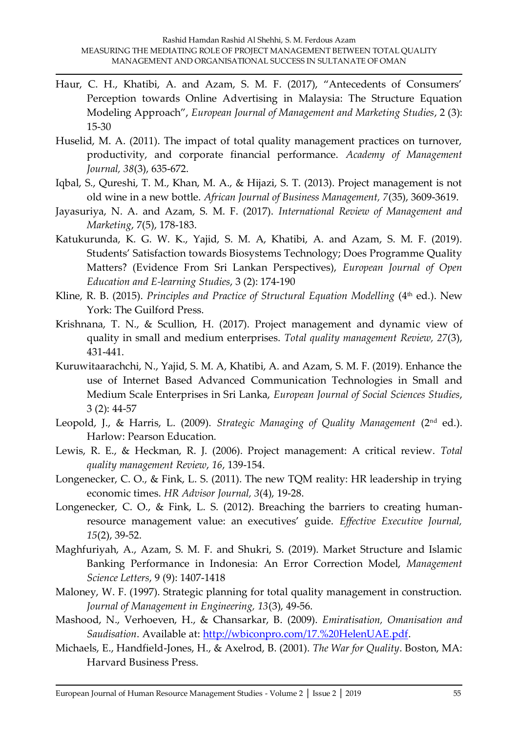Haur, C. H., Khatibi, A. and Azam, S. M. F. (2017), "Antecedents of Consumers' Perception towards Online Advertising in Malaysia: The Structure Equation Modeling Approach", *European Journal of Management and Marketing Studies*, 2 (3): 15-30

Huselid, M. A. (2011). The impact of total quality management practices on turnover, productivity, and corporate financial performance. *Academy of Management Journal, 38*(3), 635-672.

Iqbal, S., Qureshi, T. M., Khan, M. A., & Hijazi, S. T. (2013). Project management is not old wine in a new bottle. *African Journal of Business Management, 7*(35), 3609-3619.

Jayasuriya, N. A. and Azam, S. M. F. (2017). *International Review of Management and Marketing*, 7(5), 178-183.

Katukurunda, K. G. W. K., Yajid, S. M. A, Khatibi, A. and Azam, S. M. F. (2019). Students' Satisfaction towards Biosystems Technology; Does Programme Quality Matters? (Evidence From Sri Lankan Perspectives), *European Journal of Open Education and E-learning Studies*, 3 (2): 174-190

Kline, R. B. (2015). *Principles and Practice of Structural Equation Modelling* (4th ed.). New York: The Guilford Press.

Krishnana, T. N., & Scullion, H. (2017). Project management and dynamic view of quality in small and medium enterprises. *Total quality management Review, 27*(3), 431-441.

Kuruwitaarachchi, N., Yajid, S. M. A, Khatibi, A. and Azam, S. M. F. (2019). Enhance the use of Internet Based Advanced Communication Technologies in Small and Medium Scale Enterprises in Sri Lanka, *European Journal of Social Sciences Studies*, 3 (2): 44-57

Leopold, J., & Harris, L. (2009). *Strategic Managing of Quality Management* (2nd ed.). Harlow: Pearson Education.

Lewis, R. E., & Heckman, R. J. (2006). Project management: A critical review. *Total quality management Review*, *16*, 139-154.

Longenecker, C. O., & Fink, L. S. (2011). The new TQM reality: HR leadership in trying economic times. *HR Advisor Journal, 3*(4), 19-28.

Longenecker, C. O., & Fink, L. S. (2012). Breaching the barriers to creating human-resource management value: an executives' guide. *Effective Executive Journal, 15*(2), 39-52.

Maghfuriyah, A., Azam, S. M. F. and Shukri, S. (2019). Market Structure and Islamic Banking Performance in Indonesia: An Error Correction Model, *Management Science Letters*, 9 (9): 1407-1418

Maloney, W. F. (1997). Strategic planning for total quality management in construction. *Journal of Management in Engineering, 13*(3), 49-56.

Mashood, N., Verhoeven, H., & Chansarkar, B. (2009). *Emiratisation, Omanisation and Saudisation*. Available at: http://wbiconpro.com/17.%20HelenUAE.pdf.

Michaels, E., Handfield-Jones, H., & Axelrod, B. (2001). *The War for Quality*. Boston, MA: Harvard Business Press.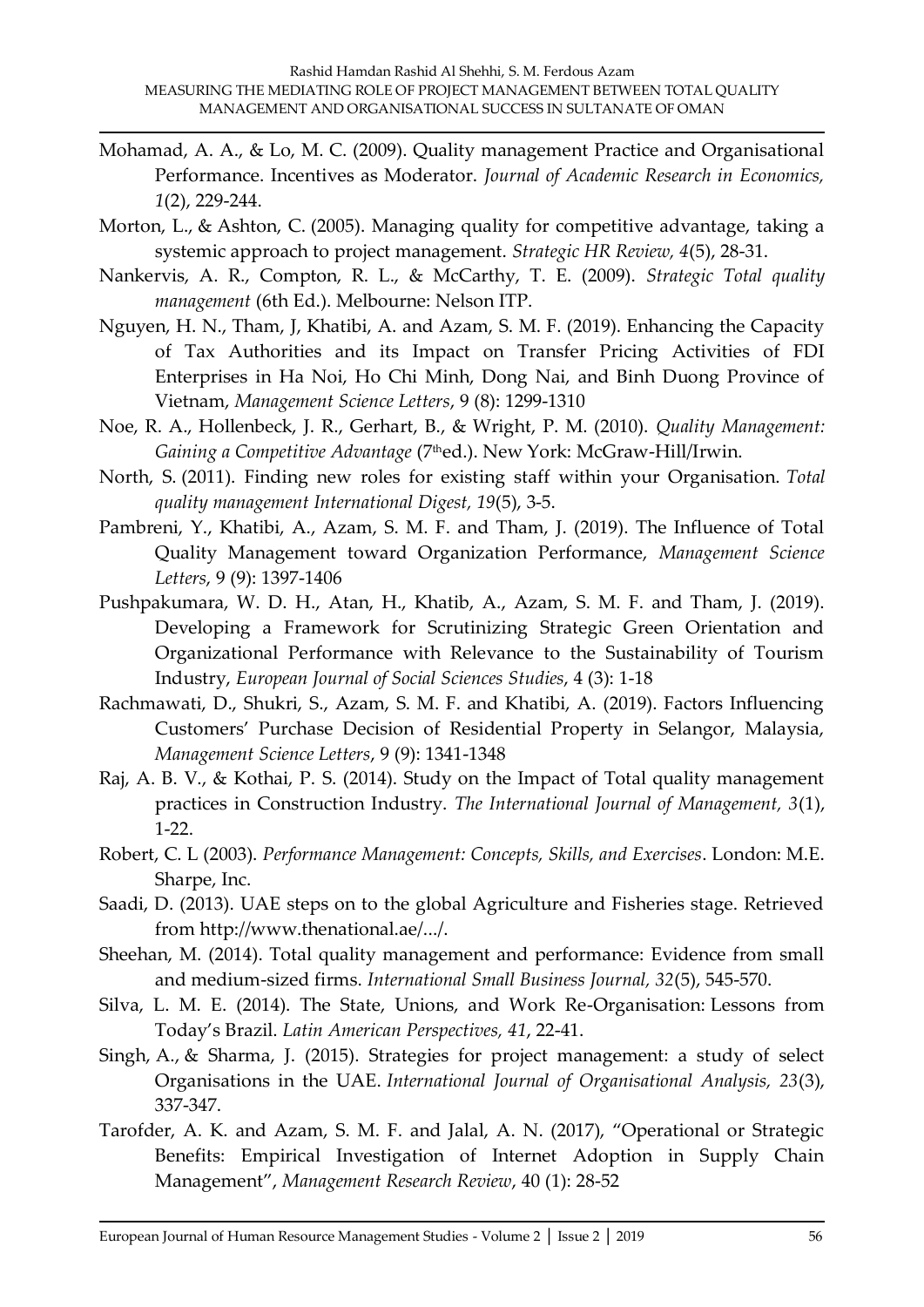Mohamad, A. A., & Lo, M. C. (2009). Quality management Practice and Organisational Performance. Incentives as Moderator. *Journal of Academic Research in Economics, 1*(2), 229-244.

Morton, L., & Ashton, C. (2005). Managing quality for competitive advantage, taking a systemic approach to project management. *Strategic HR Review, 4*(5), 28-31.

Nankervis, A. R., Compton, R. L., & McCarthy, T. E. (2009). *Strategic Total quality management* (6th Ed.). Melbourne: Nelson ITP.

Nguyen, H. N., Tham, J, Khatibi, A. and Azam, S. M. F. (2019). Enhancing the Capacity of Tax Authorities and its Impact on Transfer Pricing Activities of FDI Enterprises in Ha Noi, Ho Chi Minh, Dong Nai, and Binh Duong Province of Vietnam, *Management Science Letters*, 9 (8): 1299-1310

Noe, R. A., Hollenbeck, J. R., Gerhart, B., & Wright, P. M. (2010). *Quality Management: Gaining a Competitive Advantage* (7th ed.). New York: McGraw-Hill/Irwin.

North, S. (2011). Finding new roles for existing staff within your Organisation. *Total quality management International Digest, 19*(5), 3-5.

Pambreni, Y., Khatibi, A., Azam, S. M. F. and Tham, J. (2019). The Influence of Total Quality Management toward Organization Performance, *Management Science Letters*, 9 (9): 1397-1406

Pushpakumara, W. D. H., Atan, H., Khatib, A., Azam, S. M. F. and Tham, J. (2019). Developing a Framework for Scrutinizing Strategic Green Orientation and Organizational Performance with Relevance to the Sustainability of Tourism Industry, *European Journal of Social Sciences Studies*, 4 (3): 1-18

Rachmawati, D., Shukri, S., Azam, S. M. F. and Khatibi, A. (2019). Factors Influencing Customers' Purchase Decision of Residential Property in Selangor, Malaysia, *Management Science Letters*, 9 (9): 1341-1348

Raj, A. B. V., & Kothai, P. S. (2014). Study on the Impact of Total quality management practices in Construction Industry. *The International Journal of Management, 3*(1), 1-22.

Robert, C. L (2003). *Performance Management: Concepts, Skills, and Exercises*. London: M.E. Sharpe, Inc.

Saadi, D. (2013). UAE steps on to the global Agriculture and Fisheries stage. Retrieved from http://www.thenational.ae/.../.

Sheehan, M. (2014). Total quality management and performance: Evidence from small and medium-sized firms. *International Small Business Journal, 32*(5), 545-570.

Silva, L. M. E. (2014). The State, Unions, and Work Re-Organisation: Lessons from Today's Brazil. *Latin American Perspectives, 41*, 22-41.

Singh, A., & Sharma, J. (2015). Strategies for project management: a study of select Organisations in the UAE. *International Journal of Organisational Analysis, 23*(3), 337-347.

Tarofder, A. K. and Azam, S. M. F. and Jalal, A. N. (2017), "Operational or Strategic Benefits: Empirical Investigation of Internet Adoption in Supply Chain Management", *Management Research Review*, 40 (1): 28-52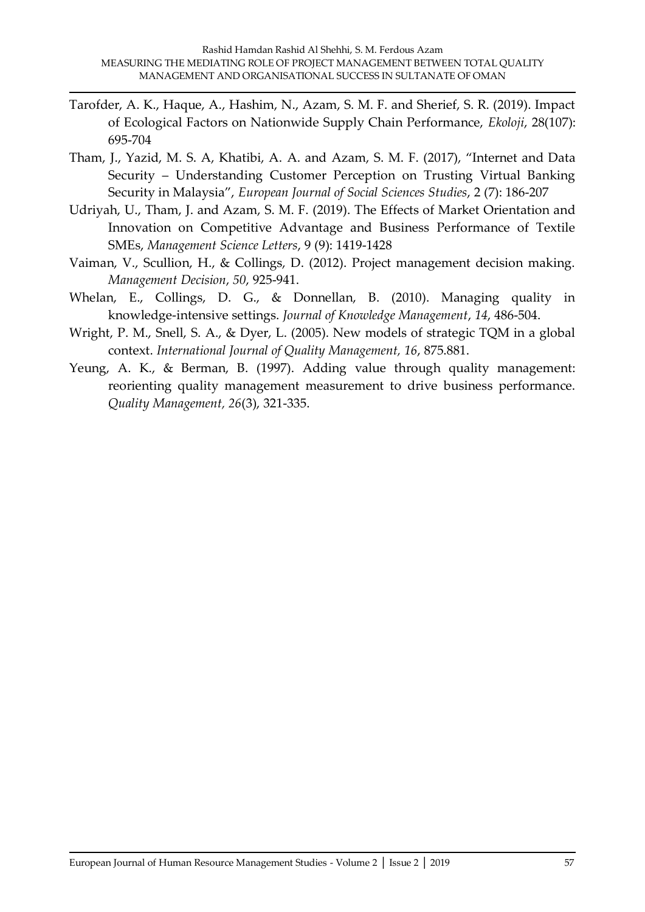Tarofder, A. K., Haque, A., Hashim, N., Azam, S. M. F. and Sherief, S. R. (2019). Impact of Ecological Factors on Nationwide Supply Chain Performance, *Ekoloji*, 28(107): 695-704

Tham, J., Yazid, M. S. A, Khatibi, A. A. and Azam, S. M. F. (2017), "Internet and Data Security – Understanding Customer Perception on Trusting Virtual Banking Security in Malaysia", *European Journal of Social Sciences Studies*, 2 (7): 186-207

Udriyah, U., Tham, J. and Azam, S. M. F. (2019). The Effects of Market Orientation and Innovation on Competitive Advantage and Business Performance of Textile SMEs, *Management Science Letters*, 9 (9): 1419-1428

Vaiman, V., Scullion, H., & Collings, D. (2012). Project management decision making. *Management Decision*, *50*, 925-941.

Whelan, E., Collings, D. G., & Donnellan, B. (2010). Managing quality in knowledge-intensive settings. *Journal of Knowledge Management*, *14*, 486-504.

Wright, P. M., Snell, S. A., & Dyer, L. (2005). New models of strategic TQM in a global context. *International Journal of Quality Management, 16*, 875.881.

Yeung, A. K., & Berman, B. (1997). Adding value through quality management: reorienting quality management measurement to drive business performance. *Quality Management, 26*(3), 321-335.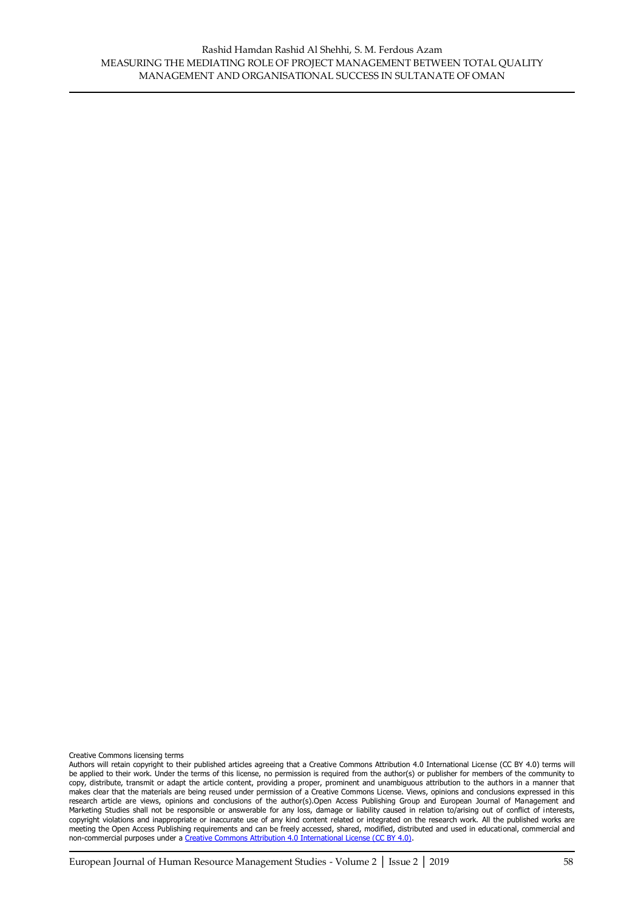Creative Commons licensing terms

Authors will retain copyright to their published articles agreeing that a Creative Commons Attribution 4.0 International License (CC BY 4.0) terms will be applied to their work. Under the terms of this license, no permission is required from the author(s) or publisher for members of the community to copy, distribute, transmit or adapt the article content, providing a proper, prominent and unambiguous attribution to the authors in a manner that makes clear that the materials are being reused under permission of a Creative Commons License. Views, opinions and conclusions expressed in this research article are views, opinions and conclusions of the author(s).Open Access Publishing Group and European Journal of Management and Marketing Studies shall not be responsible or answerable for any loss, damage or liability caused in relation to/arising out of conflict of interests, copyright violations and inappropriate or inaccurate use of any kind content related or integrated on the research work. All the published works are meeting the Open Access Publishing requirements and can be freely accessed, shared, modified, distributed and used in educational, commercial and non-commercial purposes under a [Creative Commons Attribution 4.0 International License (CC BY 4.0)](https://creativecommons.org/licenses/by/4.0/).